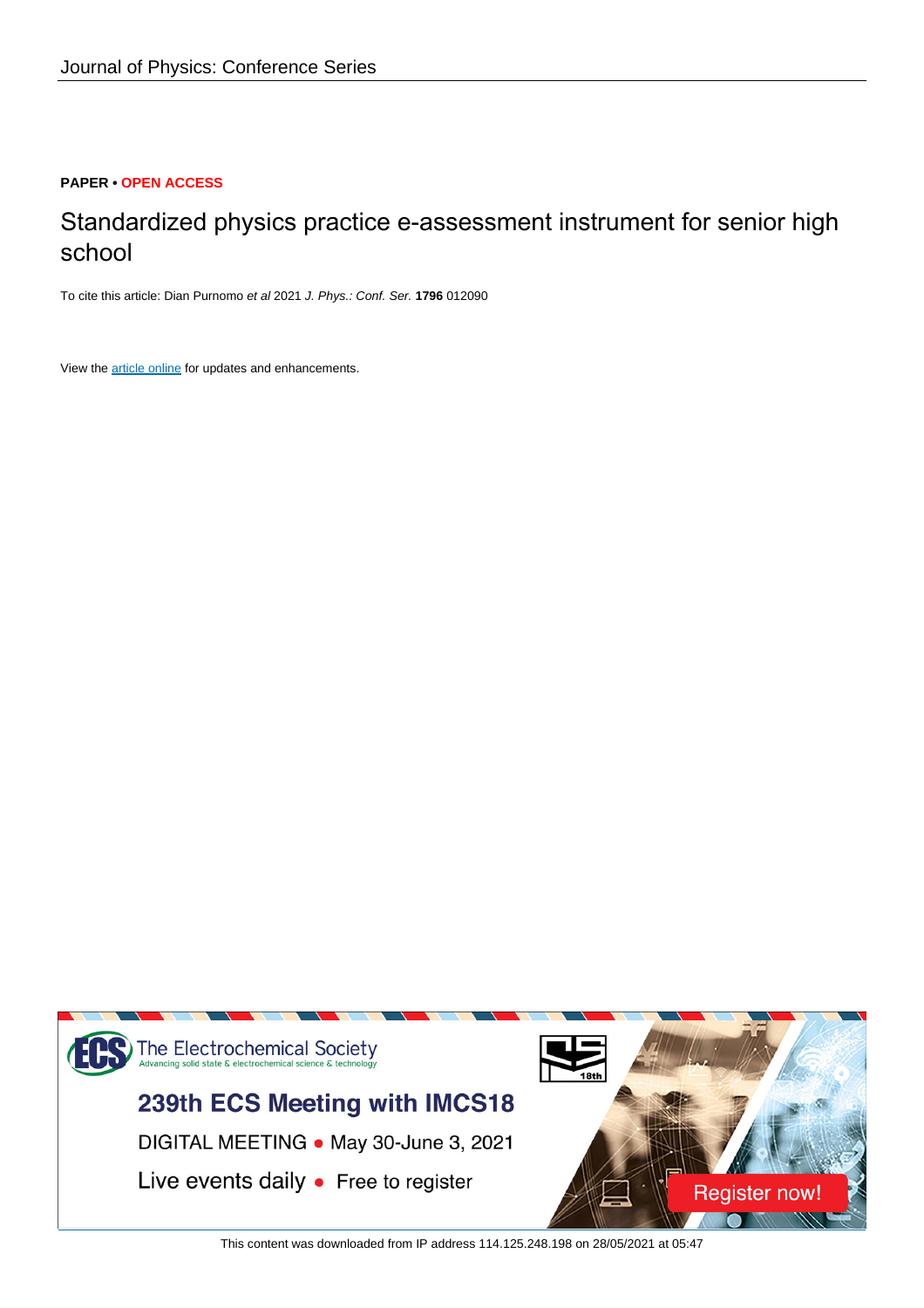Journal of Physics: Conference Series

**PAPER • OPEN ACCESS**

# Standardized physics practice e-assessment instrument for senior high school

To cite this article: Dian Purnomo *et al* 2021 *J. Phys.: Conf. Ser.* **1796** 012090

View the article online for updates and enhancements.

The Electrochemical Society
Advancing solid state & electrochemical science & technology

239th ECS Meeting with IMCS18

DIGITAL MEETING • May 30-June 3, 2021

Live events daily • Free to register

Register now!

This content was downloaded from IP address 114.125.248.198 on 28/05/2021 at 05:47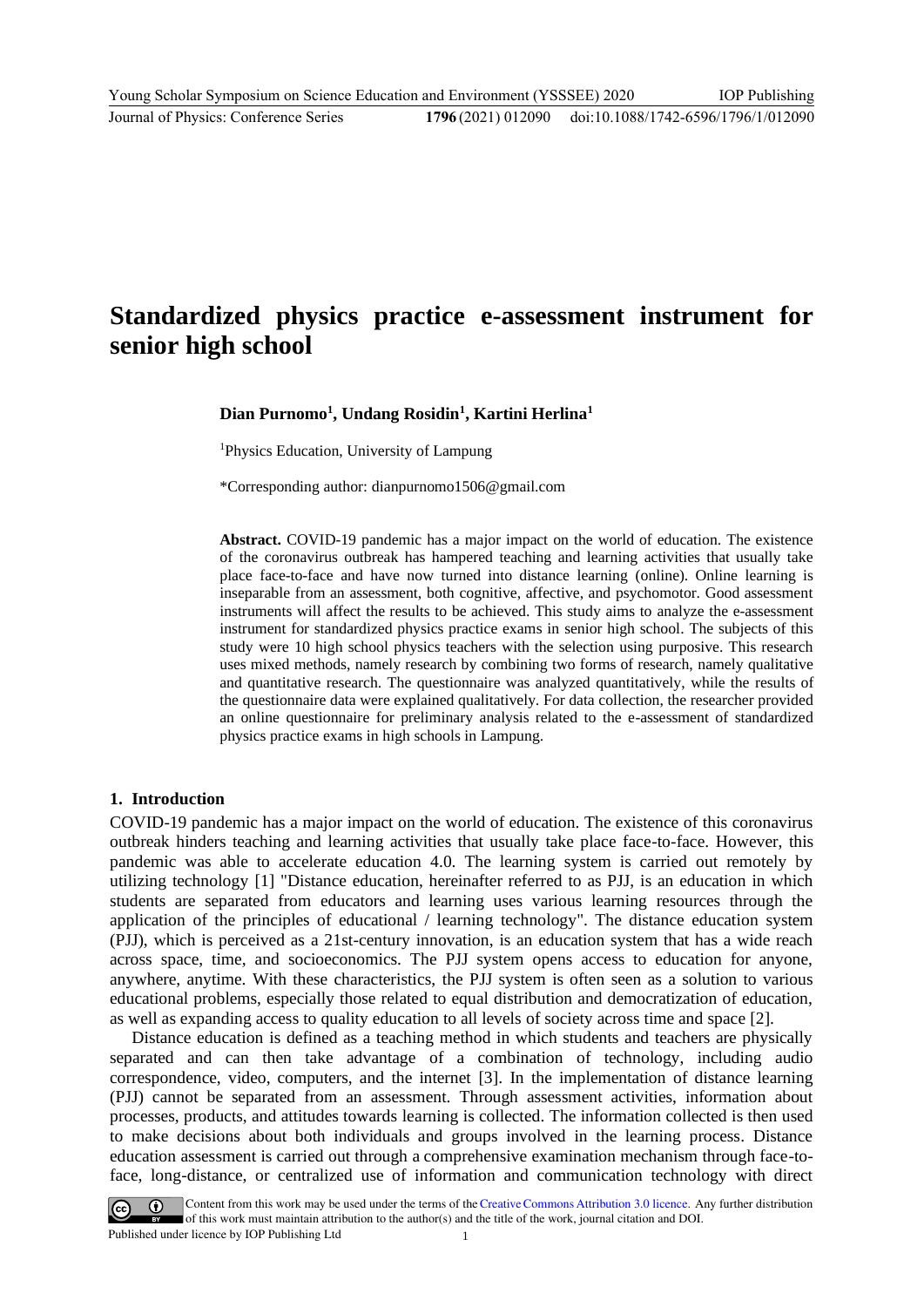# Standardized physics practice e-assessment instrument for senior high school

**Dian Purnomo[1], Undang Rosidin[1], Kartini Herlina[1]**

[1]Physics Education, University of Lampung

*Corresponding author: dianpurnomo1506@gmail.com

**Abstract.** COVID-19 pandemic has a major impact on the world of education. The existence of the coronavirus outbreak has hampered teaching and learning activities that usually take place face-to-face and have now turned into distance learning (online). Online learning is inseparable from an assessment, both cognitive, affective, and psychomotor. Good assessment instruments will affect the results to be achieved. This study aims to analyze the e-assessment instrument for standardized physics practice exams in senior high school. The subjects of this study were 10 high school physics teachers with the selection using purposive. This research uses mixed methods, namely research by combining two forms of research, namely qualitative and quantitative research. The questionnaire was analyzed quantitatively, while the results of the questionnaire data were explained qualitatively. For data collection, the researcher provided an online questionnaire for preliminary analysis related to the e-assessment of standardized physics practice exams in high schools in Lampung.

## 1. Introduction

COVID-19 pandemic has a major impact on the world of education. The existence of this coronavirus outbreak hinders teaching and learning activities that usually take place face-to-face. However, this pandemic was able to accelerate education 4.0. The learning system is carried out remotely by utilizing technology [1] "Distance education, hereinafter referred to as PJJ, is an education in which students are separated from educators and learning uses various learning resources through the application of the principles of educational / learning technology". The distance education system (PJJ), which is perceived as a 21st-century innovation, is an education system that has a wide reach across space, time, and socioeconomics. The PJJ system opens access to education for anyone, anywhere, anytime. With these characteristics, the PJJ system is often seen as a solution to various educational problems, especially those related to equal distribution and democratization of education, as well as expanding access to quality education to all levels of society across time and space [2].

Distance education is defined as a teaching method in which students and teachers are physically separated and can then take advantage of a combination of technology, including audio correspondence, video, computers, and the internet [3]. In the implementation of distance learning (PJJ) cannot be separated from an assessment. Through assessment activities, information about processes, products, and attitudes towards learning is collected. The information collected is then used to make decisions about both individuals and groups involved in the learning process. Distance education assessment is carried out through a comprehensive examination mechanism through face-to-face, long-distance, or centralized use of information and communication technology with direct

Content from this work may be used under the terms of the Creative Commons Attribution 3.0 licence. Any further distribution of this work must maintain attribution to the author(s) and the title of the work, journal citation and DOI.
Published under licence by IOP Publishing Ltd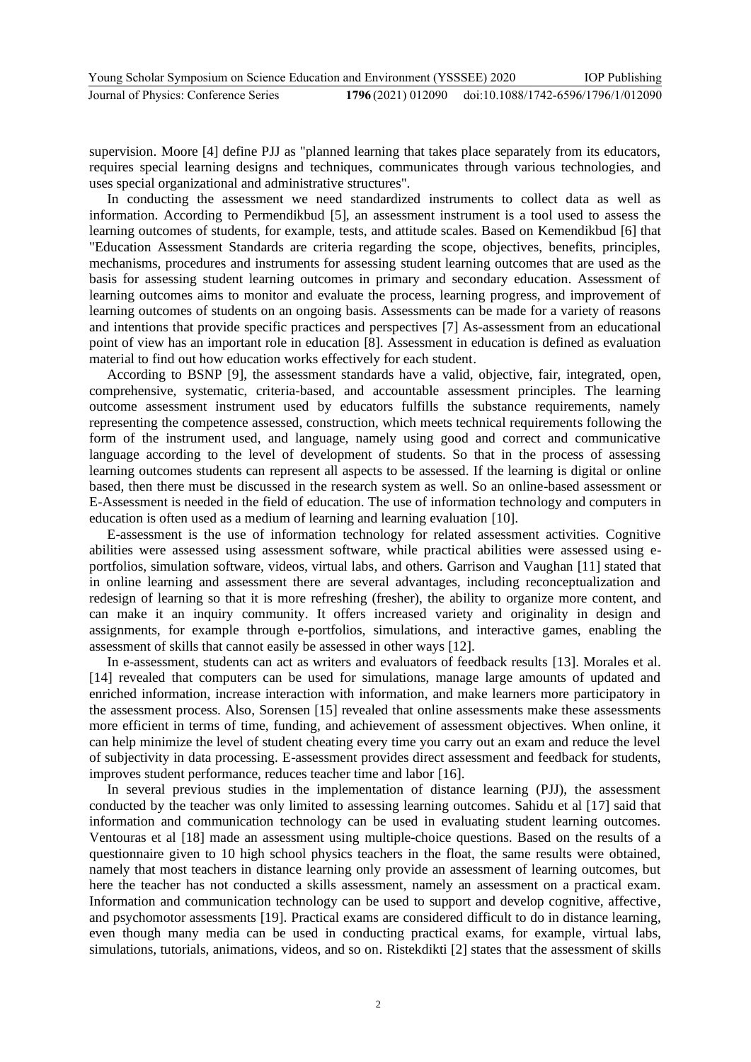supervision. Moore [4] define PJJ as "planned learning that takes place separately from its educators, requires special learning designs and techniques, communicates through various technologies, and uses special organizational and administrative structures".

In conducting the assessment we need standardized instruments to collect data as well as information. According to Permendikbud [5], an assessment instrument is a tool used to assess the learning outcomes of students, for example, tests, and attitude scales. Based on Kemendikbud [6] that "Education Assessment Standards are criteria regarding the scope, objectives, benefits, principles, mechanisms, procedures and instruments for assessing student learning outcomes that are used as the basis for assessing student learning outcomes in primary and secondary education. Assessment of learning outcomes aims to monitor and evaluate the process, learning progress, and improvement of learning outcomes of students on an ongoing basis. Assessments can be made for a variety of reasons and intentions that provide specific practices and perspectives [7] As-assessment from an educational point of view has an important role in education [8]. Assessment in education is defined as evaluation material to find out how education works effectively for each student.

According to BSNP [9], the assessment standards have a valid, objective, fair, integrated, open, comprehensive, systematic, criteria-based, and accountable assessment principles. The learning outcome assessment instrument used by educators fulfills the substance requirements, namely representing the competence assessed, construction, which meets technical requirements following the form of the instrument used, and language, namely using good and correct and communicative language according to the level of development of students. So that in the process of assessing learning outcomes students can represent all aspects to be assessed. If the learning is digital or online based, then there must be discussed in the research system as well. So an online-based assessment or E-Assessment is needed in the field of education. The use of information technology and computers in education is often used as a medium of learning and learning evaluation [10].

E-assessment is the use of information technology for related assessment activities. Cognitive abilities were assessed using assessment software, while practical abilities were assessed using e-portfolios, simulation software, videos, virtual labs, and others. Garrison and Vaughan [11] stated that in online learning and assessment there are several advantages, including reconceptualization and redesign of learning so that it is more refreshing (fresher), the ability to organize more content, and can make it an inquiry community. It offers increased variety and originality in design and assignments, for example through e-portfolios, simulations, and interactive games, enabling the assessment of skills that cannot easily be assessed in other ways [12].

In e-assessment, students can act as writers and evaluators of feedback results [13]. Morales et al. [14] revealed that computers can be used for simulations, manage large amounts of updated and enriched information, increase interaction with information, and make learners more participatory in the assessment process. Also, Sorensen [15] revealed that online assessments make these assessments more efficient in terms of time, funding, and achievement of assessment objectives. When online, it can help minimize the level of student cheating every time you carry out an exam and reduce the level of subjectivity in data processing. E-assessment provides direct assessment and feedback for students, improves student performance, reduces teacher time and labor [16].

In several previous studies in the implementation of distance learning (PJJ), the assessment conducted by the teacher was only limited to assessing learning outcomes. Sahidu et al [17] said that information and communication technology can be used in evaluating student learning outcomes. Ventouras et al [18] made an assessment using multiple-choice questions. Based on the results of a questionnaire given to 10 high school physics teachers in the float, the same results were obtained, namely that most teachers in distance learning only provide an assessment of learning outcomes, but here the teacher has not conducted a skills assessment, namely an assessment on a practical exam. Information and communication technology can be used to support and develop cognitive, affective, and psychomotor assessments [19]. Practical exams are considered difficult to do in distance learning, even though many media can be used in conducting practical exams, for example, virtual labs, simulations, tutorials, animations, videos, and so on. Ristekdikti [2] states that the assessment of skills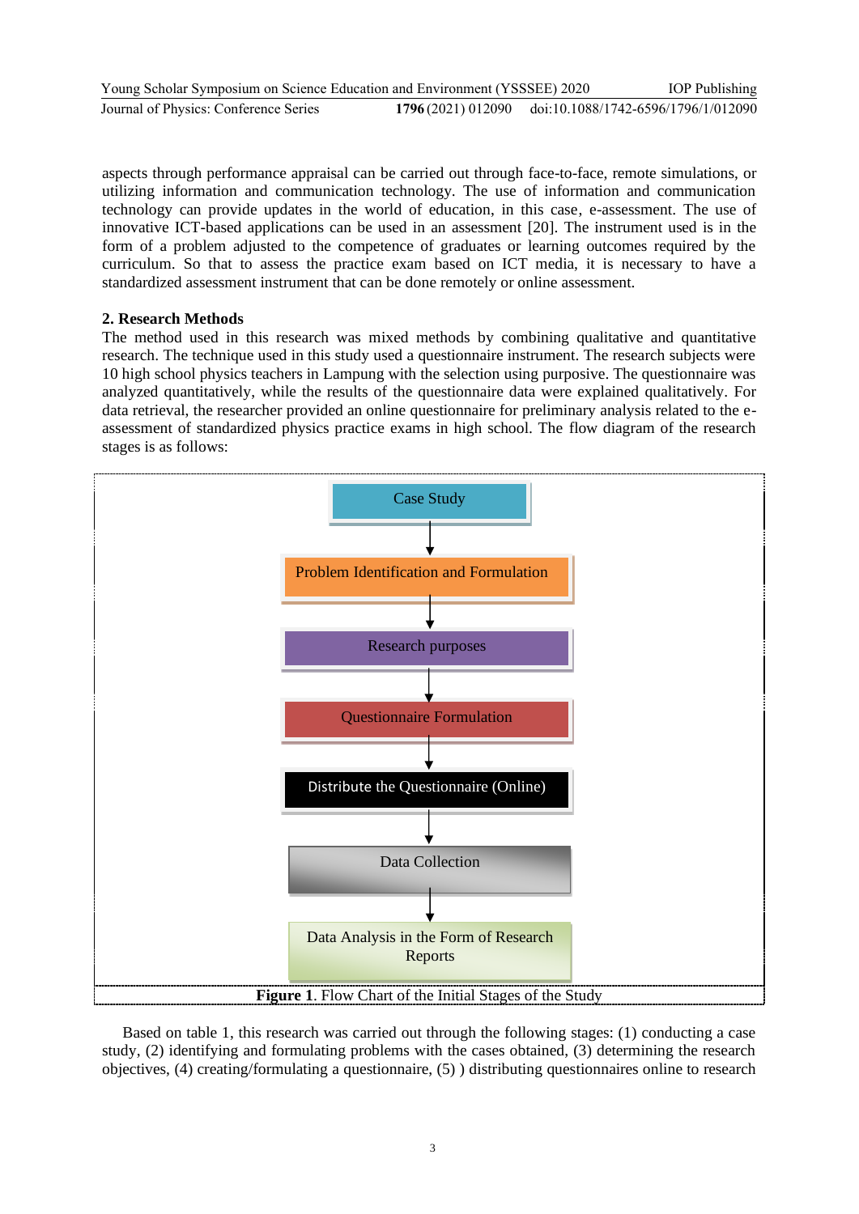aspects through performance appraisal can be carried out through face-to-face, remote simulations, or utilizing information and communication technology. The use of information and communication technology can provide updates in the world of education, in this case, e-assessment. The use of innovative ICT-based applications can be used in an assessment [20]. The instrument used is in the form of a problem adjusted to the competence of graduates or learning outcomes required by the curriculum. So that to assess the practice exam based on ICT media, it is necessary to have a standardized assessment instrument that can be done remotely or online assessment.

## 2. Research Methods

The method used in this research was mixed methods by combining qualitative and quantitative research. The technique used in this study used a questionnaire instrument. The research subjects were 10 high school physics teachers in Lampung with the selection using purposive. The questionnaire was analyzed quantitatively, while the results of the questionnaire data were explained qualitatively. For data retrieval, the researcher provided an online questionnaire for preliminary analysis related to the e-assessment of standardized physics practice exams in high school. The flow diagram of the research stages is as follows:

Case Study → Problem Identification and Formulation → Research purposes → Questionnaire Formulation → Distribute the Questionnaire (Online) → Data Collection → Data Analysis in the Form of Research Reports

**Figure 1**. Flow Chart of the Initial Stages of the Study

Based on table 1, this research was carried out through the following stages: (1) conducting a case study, (2) identifying and formulating problems with the cases obtained, (3) determining the research objectives, (4) creating/formulating a questionnaire, (5) ) distributing questionnaires online to research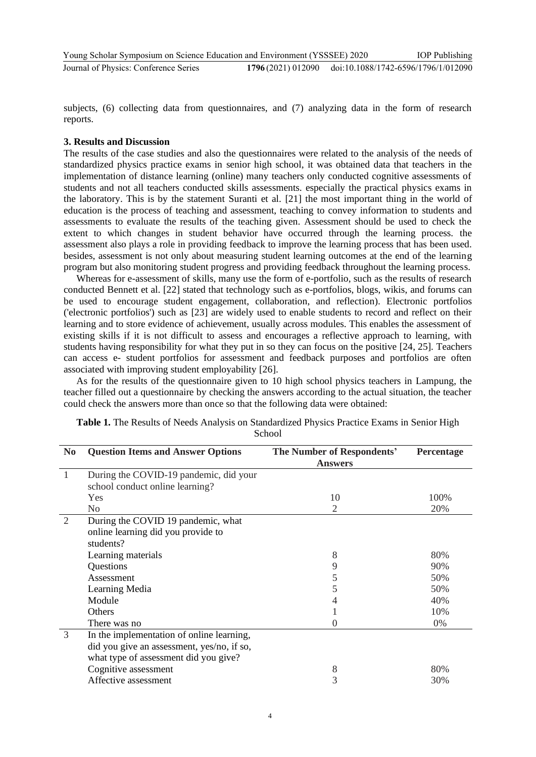subjects, (6) collecting data from questionnaires, and (7) analyzing data in the form of research reports.

## 3. Results and Discussion

The results of the case studies and also the questionnaires were related to the analysis of the needs of standardized physics practice exams in senior high school, it was obtained data that teachers in the implementation of distance learning (online) many teachers only conducted cognitive assessments of students and not all teachers conducted skills assessments. especially the practical physics exams in the laboratory. This is by the statement Suranti et al. [21] the most important thing in the world of education is the process of teaching and assessment, teaching to convey information to students and assessments to evaluate the results of the teaching given. Assessment should be used to check the extent to which changes in student behavior have occurred through the learning process. the assessment also plays a role in providing feedback to improve the learning process that has been used. besides, assessment is not only about measuring student learning outcomes at the end of the learning program but also monitoring student progress and providing feedback throughout the learning process.

Whereas for e-assessment of skills, many use the form of e-portfolio, such as the results of research conducted Bennett et al. [22] stated that technology such as e-portfolios, blogs, wikis, and forums can be used to encourage student engagement, collaboration, and reflection). Electronic portfolios ('electronic portfolios') such as [23] are widely used to enable students to record and reflect on their learning and to store evidence of achievement, usually across modules. This enables the assessment of existing skills if it is not difficult to assess and encourages a reflective approach to learning, with students having responsibility for what they put in so they can focus on the positive [24, 25]. Teachers can access e- student portfolios for assessment and feedback purposes and portfolios are often associated with improving student employability [26].

As for the results of the questionnaire given to 10 high school physics teachers in Lampung, the teacher filled out a questionnaire by checking the answers according to the actual situation, the teacher could check the answers more than once so that the following data were obtained:

**Table 1.** The Results of Needs Analysis on Standardized Physics Practice Exams in Senior High School

| No | Question Items and Answer Options | The Number of Respondents' Answers | Percentage |
|---|---|---|---|
| 1 | During the COVID-19 pandemic, did your school conduct online learning? | | |
| | Yes | 10 | 100% |
| | No | 2 | 20% |
| 2 | During the COVID 19 pandemic, what online learning did you provide to students? | | |
| | Learning materials | 8 | 80% |
| | Questions | 9 | 90% |
| | Assessment | 5 | 50% |
| | Learning Media | 5 | 50% |
| | Module | 4 | 40% |
| | Others | 1 | 10% |
| | There was no | 0 | 0% |
| 3 | In the implementation of online learning, did you give an assessment, yes/no, if so, what type of assessment did you give? | | |
| | Cognitive assessment | 8 | 80% |
| | Affective assessment | 3 | 30% |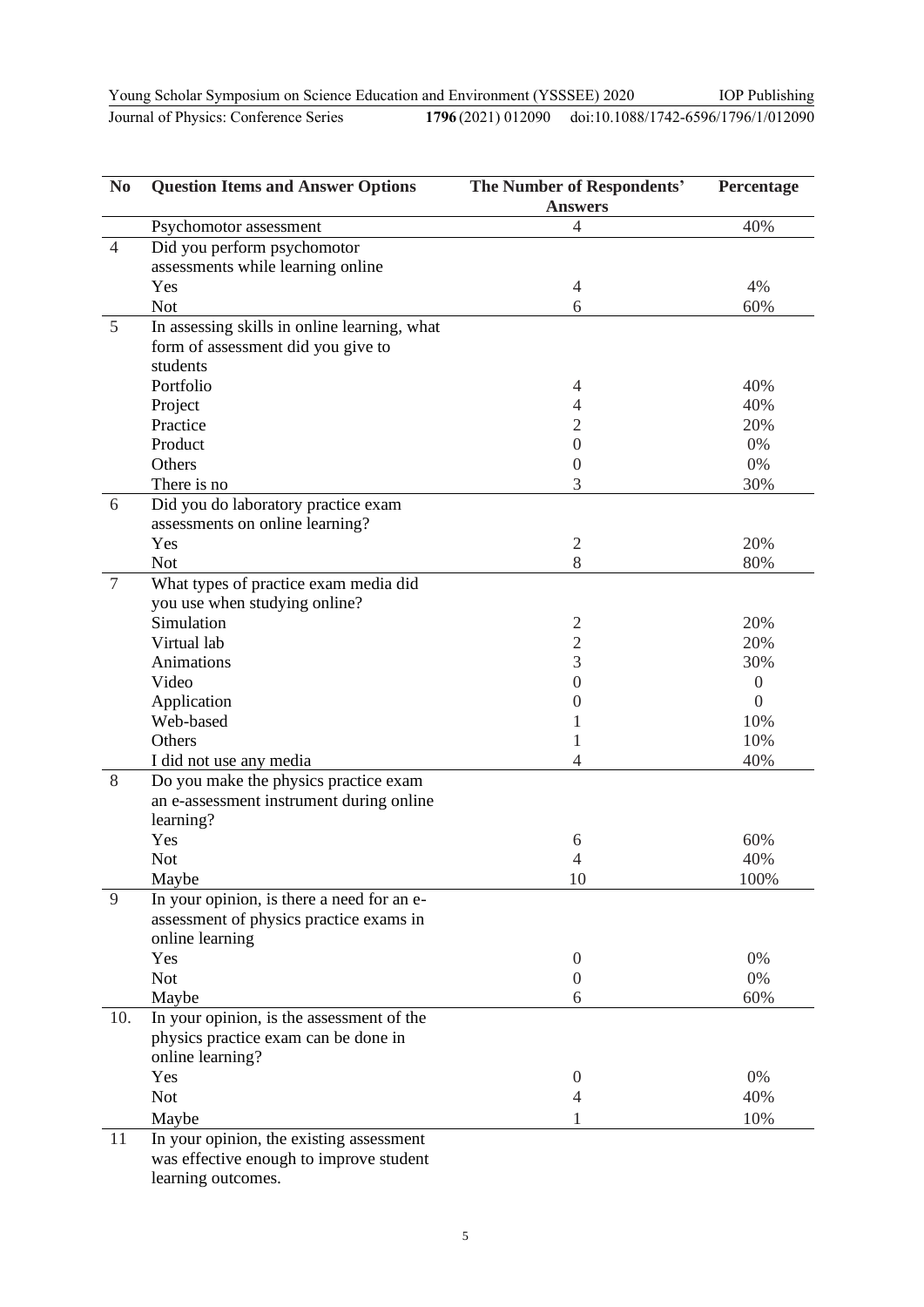| No | Question Items and Answer Options | The Number of Respondents' Answers | Percentage |
|---|---|---|---|
| | Psychomotor assessment | 4 | 40% |
| 4 | Did you perform psychomotor assessments while learning online | | |
| | Yes | 4 | 4% |
| | Not | 6 | 60% |
| 5 | In assessing skills in online learning, what form of assessment did you give to students | | |
| | Portfolio | 4 | 40% |
| | Project | 4 | 40% |
| | Practice | 2 | 20% |
| | Product | 0 | 0% |
| | Others | 0 | 0% |
| | There is no | 3 | 30% |
| 6 | Did you do laboratory practice exam assessments on online learning? | | |
| | Yes | 2 | 20% |
| | Not | 8 | 80% |
| 7 | What types of practice exam media did you use when studying online? | | |
| | Simulation | 2 | 20% |
| | Virtual lab | 2 | 20% |
| | Animations | 3 | 30% |
| | Video | 0 | 0 |
| | Application | 0 | 0 |
| | Web-based | 1 | 10% |
| | Others | 1 | 10% |
| | I did not use any media | 4 | 40% |
| 8 | Do you make the physics practice exam an e-assessment instrument during online learning? | | |
| | Yes | 6 | 60% |
| | Not | 4 | 40% |
| | Maybe | 10 | 100% |
| 9 | In your opinion, is there a need for an e-assessment of physics practice exams in online learning | | |
| | Yes | 0 | 0% |
| | Not | 0 | 0% |
| | Maybe | 6 | 60% |
| 10. | In your opinion, is the assessment of the physics practice exam can be done in online learning? | | |
| | Yes | 0 | 0% |
| | Not | 4 | 40% |
| | Maybe | 1 | 10% |
| 11 | In your opinion, the existing assessment was effective enough to improve student learning outcomes. | | |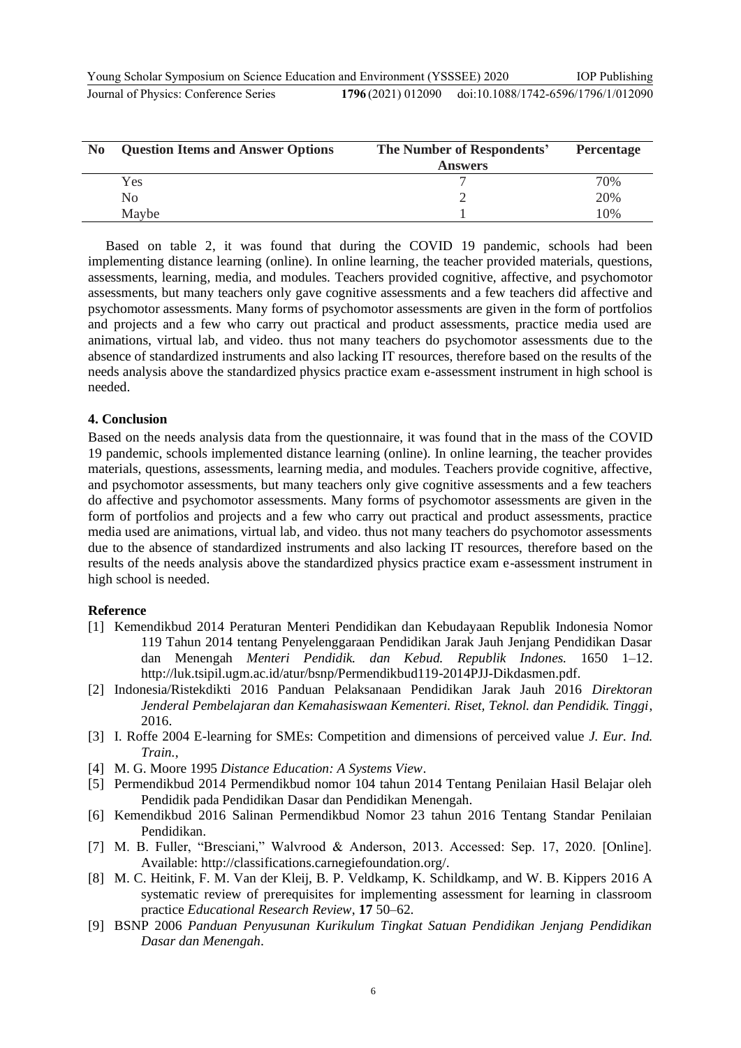| No | Question Items and Answer Options | The Number of Respondents' Answers | Percentage |
|---|---|---|---|
| | Yes | 7 | 70% |
| | No | 2 | 20% |
| | Maybe | 1 | 10% |

Based on table 2, it was found that during the COVID 19 pandemic, schools had been implementing distance learning (online). In online learning, the teacher provided materials, questions, assessments, learning, media, and modules. Teachers provided cognitive, affective, and psychomotor assessments, but many teachers only gave cognitive assessments and a few teachers did affective and psychomotor assessments. Many forms of psychomotor assessments are given in the form of portfolios and projects and a few who carry out practical and product assessments, practice media used are animations, virtual lab, and video. thus not many teachers do psychomotor assessments due to the absence of standardized instruments and also lacking IT resources, therefore based on the results of the needs analysis above the standardized physics practice exam e-assessment instrument in high school is needed.

## 4. Conclusion

Based on the needs analysis data from the questionnaire, it was found that in the mass of the COVID 19 pandemic, schools implemented distance learning (online). In online learning, the teacher provides materials, questions, assessments, learning media, and modules. Teachers provide cognitive, affective, and psychomotor assessments, but many teachers only give cognitive assessments and a few teachers do affective and psychomotor assessments. Many forms of psychomotor assessments are given in the form of portfolios and projects and a few who carry out practical and product assessments, practice media used are animations, virtual lab, and video. thus not many teachers do psychomotor assessments due to the absence of standardized instruments and also lacking IT resources, therefore based on the results of the needs analysis above the standardized physics practice exam e-assessment instrument in high school is needed.

## Reference

[1] Kemendikbud 2014 Peraturan Menteri Pendidikan dan Kebudayaan Republik Indonesia Nomor 119 Tahun 2014 tentang Penyelenggaraan Pendidikan Jarak Jauh Jenjang Pendidikan Dasar dan Menengah *Menteri Pendidik. dan Kebud. Republik Indones.* 1650 1–12. http://luk.tsipil.ugm.ac.id/atur/bsnp/Permendikbud119-2014PJJ-Dikdasmen.pdf.

[2] Indonesia/Ristekdikti 2016 Panduan Pelaksanaan Pendidikan Jarak Jauh 2016 *Direktoran Jenderal Pembelajaran dan Kemahasiswaan Kementeri. Riset, Teknol. dan Pendidik. Tinggi*, 2016.

[3] I. Roffe 2004 E-learning for SMEs: Competition and dimensions of perceived value *J. Eur. Ind. Train.*,

[4] M. G. Moore 1995 *Distance Education: A Systems View*.

[5] Permendikbud 2014 Permendikbud nomor 104 tahun 2014 Tentang Penilaian Hasil Belajar oleh Pendidik pada Pendidikan Dasar dan Pendidikan Menengah.

[6] Kemendikbud 2016 Salinan Permendikbud Nomor 23 tahun 2016 Tentang Standar Penilaian Pendidikan.

[7] M. B. Fuller, "Bresciani," Walvrood & Anderson, 2013. Accessed: Sep. 17, 2020. [Online]. Available: http://classifications.carnegiefoundation.org/.

[8] M. C. Heitink, F. M. Van der Kleij, B. P. Veldkamp, K. Schildkamp, and W. B. Kippers 2016 A systematic review of prerequisites for implementing assessment for learning in classroom practice *Educational Research Review*, **17** 50–62.

[9] BSNP 2006 *Panduan Penyusunan Kurikulum Tingkat Satuan Pendidikan Jenjang Pendidikan Dasar dan Menengah*.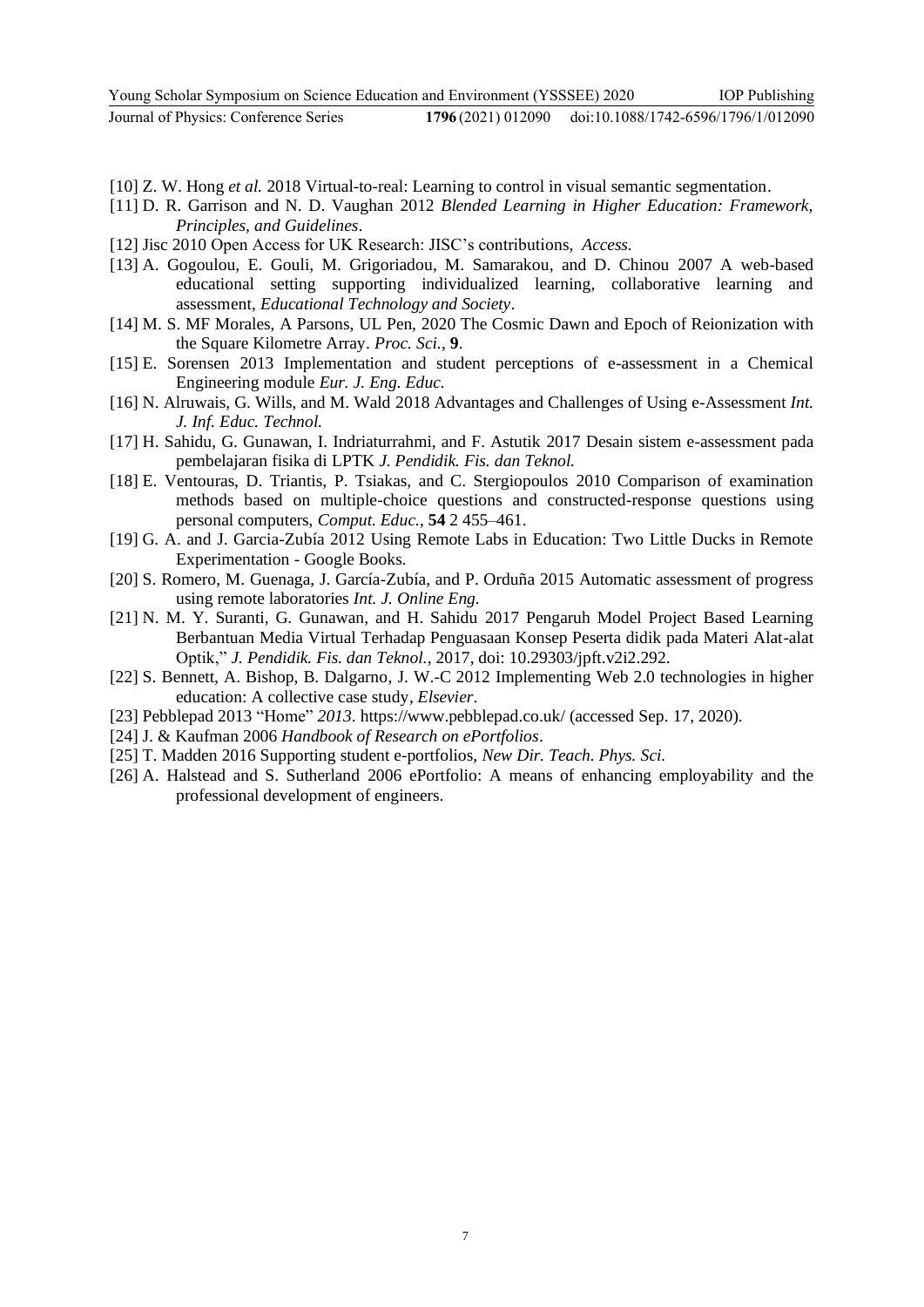[10] Z. W. Hong *et al.* 2018 Virtual-to-real: Learning to control in visual semantic segmentation.

[11] D. R. Garrison and N. D. Vaughan 2012 *Blended Learning in Higher Education: Framework, Principles, and Guidelines*.

[12] Jisc 2010 Open Access for UK Research: JISC's contributions, *Access.*

[13] A. Gogoulou, E. Gouli, M. Grigoriadou, M. Samarakou, and D. Chinou 2007 A web-based educational setting supporting individualized learning, collaborative learning and assessment, *Educational Technology and Society*.

[14] M. S. MF Morales, A Parsons, UL Pen, 2020 The Cosmic Dawn and Epoch of Reionization with the Square Kilometre Array. *Proc. Sci.*, **9**.

[15] E. Sorensen 2013 Implementation and student perceptions of e-assessment in a Chemical Engineering module *Eur. J. Eng. Educ.*

[16] N. Alruwais, G. Wills, and M. Wald 2018 Advantages and Challenges of Using e-Assessment *Int. J. Inf. Educ. Technol.*

[17] H. Sahidu, G. Gunawan, I. Indriaturrahmi, and F. Astutik 2017 Desain sistem e-assessment pada pembelajaran fisika di LPTK *J. Pendidik. Fis. dan Teknol.*

[18] E. Ventouras, D. Triantis, P. Tsiakas, and C. Stergiopoulos 2010 Comparison of examination methods based on multiple-choice questions and constructed-response questions using personal computers, *Comput. Educ.*, **54** 2 455–461.

[19] G. A. and J. Garcia-Zubía 2012 Using Remote Labs in Education: Two Little Ducks in Remote Experimentation - Google Books.

[20] S. Romero, M. Guenaga, J. García-Zubía, and P. Orduña 2015 Automatic assessment of progress using remote laboratories *Int. J. Online Eng.*

[21] N. M. Y. Suranti, G. Gunawan, and H. Sahidu 2017 Pengaruh Model Project Based Learning Berbantuan Media Virtual Terhadap Penguasaan Konsep Peserta didik pada Materi Alat-alat Optik," *J. Pendidik. Fis. dan Teknol.*, 2017, doi: 10.29303/jpft.v2i2.292.

[22] S. Bennett, A. Bishop, B. Dalgarno, J. W.-C 2012 Implementing Web 2.0 technologies in higher education: A collective case study, *Elsevier*.

[23] Pebblepad 2013 "Home" *2013*. https://www.pebblepad.co.uk/ (accessed Sep. 17, 2020).

[24] J. & Kaufman 2006 *Handbook of Research on ePortfolios*.

[25] T. Madden 2016 Supporting student e-portfolios, *New Dir. Teach. Phys. Sci.*

[26] A. Halstead and S. Sutherland 2006 ePortfolio: A means of enhancing employability and the professional development of engineers.